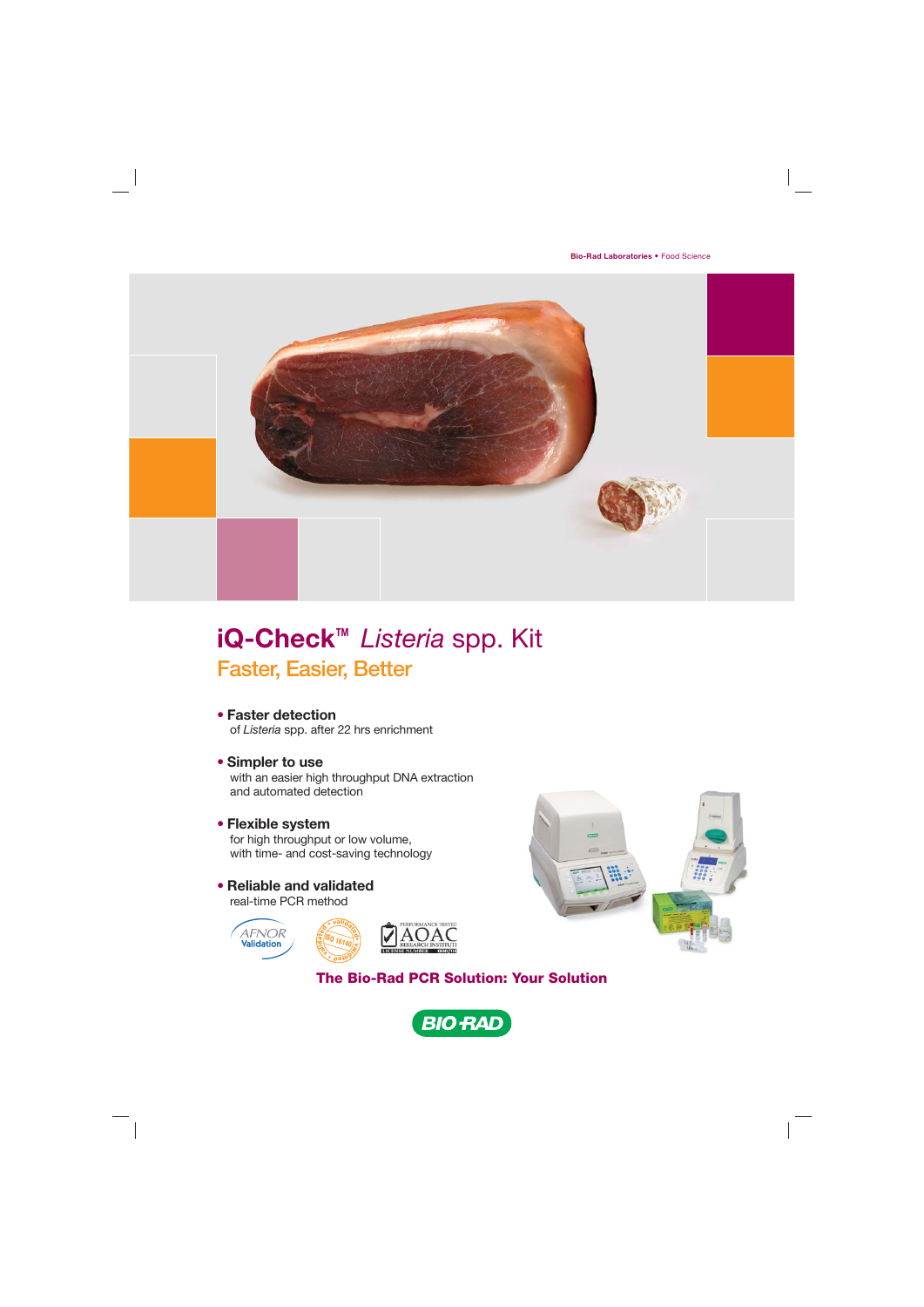Bio-Rad Laboratories • Food Science

# iQ-Check™ *Listeria* spp. Kit

## Faster, Easier, Better

- **Faster detection**
  of *Listeria* spp. after 22 hrs enrichment

- **Simpler to use**
  with an easier high throughput DNA extraction and automated detection

- **Flexible system**
  for high throughput or low volume, with time- and cost-saving technology

- **Reliable and validated**
  real-time PCR method

AFNOR Validation

ISO 16140 validated

PERFORMANCE TESTED AOAC RESEARCH INSTITUTE

**The Bio-Rad PCR Solution: Your Solution**

BIO-RAD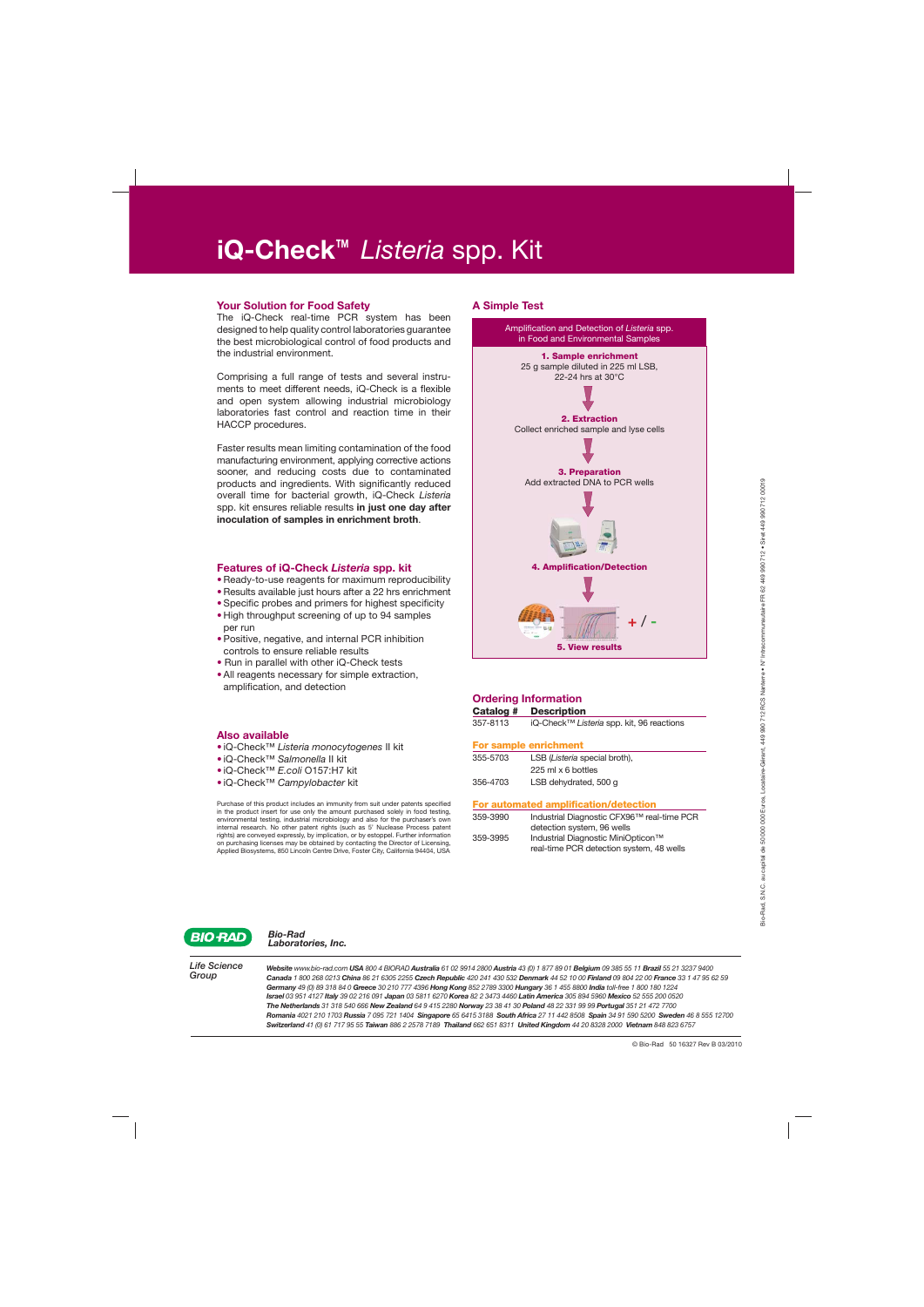# iQ-Check™ *Listeria* spp. Kit

## Your Solution for Food Safety

The iQ-Check real-time PCR system has been designed to help quality control laboratories guarantee the best microbiological control of food products and the industrial environment.

Comprising a full range of tests and several instruments to meet different needs, iQ-Check is a flexible and open system allowing industrial microbiology laboratories fast control and reaction time in their HACCP procedures.

Faster results mean limiting contamination of the food manufacturing environment, applying corrective actions sooner, and reducing costs due to contaminated products and ingredients. With significantly reduced overall time for bacterial growth, iQ-Check *Listeria* spp. kit ensures reliable results **in just one day after inoculation of samples in enrichment broth**.

## Features of iQ-Check *Listeria* spp. kit

- Ready-to-use reagents for maximum reproducibility
- Results available just hours after a 22 hrs enrichment
- Specific probes and primers for highest specificity
- High throughput screening of up to 94 samples per run
- Positive, negative, and internal PCR inhibition controls to ensure reliable results
- Run in parallel with other iQ-Check tests
- All reagents necessary for simple extraction, amplification, and detection

## Also available

- iQ-Check™ *Listeria monocytogenes* II kit
- iQ-Check™ *Salmonella* II kit
- iQ-Check™ *E.coli* O157:H7 kit
- iQ-Check™ *Campylobacter* kit

Purchase of this product includes an immunity from suit under patents specified in the product insert for use only the amount purchased solely in food testing, environmental testing, industrial microbiology and also for the purchaser's own internal research. No other patent rights (such as 5' Nuclease Process patent rights) are conveyed expressly, by implication, or by estoppel. Further information on purchasing licenses may be obtained by contacting the Director of Licensing, Applied Biosystems, 850 Lincoln Centre Drive, Foster City, California 94404, USA

## A Simple Test

Amplification and Detection of *Listeria* spp. in Food and Environmental Samples

**1. Sample enrichment**
25 g sample diluted in 225 ml LSB, 22–24 hrs at 30°C

**2. Extraction**
Collect enriched sample and lyse cells

**3. Preparation**
Add extracted DNA to PCR wells

**4. Amplification/Detection**

**5. View results**

+ / -

## Ordering Information

| Catalog # | Description |
|---|---|
| 357-8113 | iQ-Check™ *Listeria* spp. kit, 96 reactions |

**For sample enrichment**

| | |
|---|---|
| 355-5703 | LSB (*Listeria* special broth), 225 ml x 6 bottles |
| 356-4703 | LSB dehydrated, 500 g |

**For automated amplification/detection**

| | |
|---|---|
| 359-3990 | Industrial Diagnostic CFX96™ real-time PCR detection system, 96 wells |
| 359-3995 | Industrial Diagnostic MiniOpticon™ real-time PCR detection system, 48 wells |

Bio-Rad, S.N.C. au capital de 50 000 000 Euros, Locataire-Gérant, 449 990 712 RCS Nanterre • N° intracommunautaire FR 62 449 990 712 • Siret 449 990 712 00019

**BIO-RAD** *Bio-Rad Laboratories, Inc.*

*Life Science Group*

***Website*** *www.bio-rad.com* ***USA*** *800 4 BIORAD* ***Australia*** *61 02 9914 2800* ***Austria*** *43 (0) 1 877 89 01* ***Belgium*** *09 385 55 11* ***Brazil*** *55 21 3237 9400* ***Canada*** *1 800 268 0213* ***China*** *86 21 6305 2255* ***Czech Republic*** *420 241 430 532* ***Denmark*** *44 52 10 00* ***Finland*** *09 804 22 00* ***France*** *33 1 47 95 62 59* ***Germany*** *49 (0) 89 318 84 0* ***Greece*** *30 210 777 4396* ***Hong Kong*** *852 2789 3300* ***Hungary*** *36 1 455 8800* ***India*** *toll-free 1 800 180 1224* ***Israel*** *03 951 4127* ***Italy*** *39 02 216 091* ***Japan*** *03 5811 6270* ***Korea*** *82 2 3473 4460* ***Latin America*** *305 894 5960* ***Mexico*** *52 555 200 0520* ***The Netherlands*** *31 318 540 666* ***New Zealand*** *64 9 415 2280* ***Norway*** *23 38 41 30* ***Poland*** *48 22 331 99 99* ***Portugal*** *351 21 472 7700* ***Romania*** *4021 210 1703* ***Russia*** *7 095 721 1404* ***Singapore*** *65 6415 3188* ***South Africa*** *27 11 442 8508* ***Spain*** *34 91 590 5200* ***Sweden*** *46 8 555 12700* ***Switzerland*** *41 (0) 61 717 95 55* ***Taiwan*** *886 2 2578 7189* ***Thailand*** *662 651 8311* ***United Kingdom*** *44 20 8328 2000* ***Vietnam*** *848 823 6757*

© Bio-Rad 50 16327 Rev B 03/2010